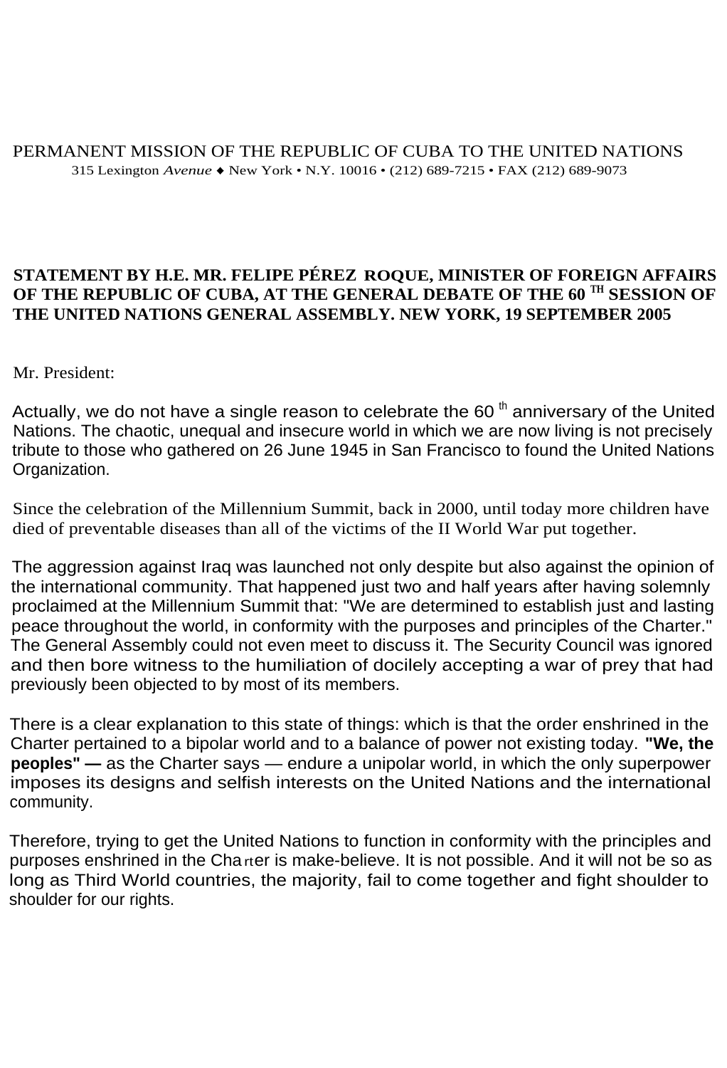PERMANENT MISSION OF THE REPUBLIC OF CUBA TO THE UNITED NATIONS
315 Lexington *Avenue* ◆ New York • N.Y. 10016 • (212) 689-7215 • FAX (212) 689-9073

**STATEMENT BY H.E. MR. FELIPE PÉREZ ROQUE, MINISTER OF FOREIGN AFFAIRS OF THE REPUBLIC OF CUBA, AT THE GENERAL DEBATE OF THE 60 TH SESSION OF THE UNITED NATIONS GENERAL ASSEMBLY. NEW YORK, 19 SEPTEMBER 2005**

Mr. President:

Actually, we do not have a single reason to celebrate the 60 th anniversary of the United Nations. The chaotic, unequal and insecure world in which we are now living is not precisely tribute to those who gathered on 26 June 1945 in San Francisco to found the United Nations Organization.

Since the celebration of the Millennium Summit, back in 2000, until today more children have died of preventable diseases than all of the victims of the II World War put together.

The aggression against Iraq was launched not only despite but also against the opinion of the international community. That happened just two and half years after having solemnly proclaimed at the Millennium Summit that: "We are determined to establish just and lasting peace throughout the world, in conformity with the purposes and principles of the Charter." The General Assembly could not even meet to discuss it. The Security Council was ignored and then bore witness to the humiliation of docilely accepting a war of prey that had previously been objected to by most of its members.

There is a clear explanation to this state of things: which is that the order enshrined in the Charter pertained to a bipolar world and to a balance of power not existing today. **"We, the peoples" —** as the Charter says — endure a unipolar world, in which the only superpower imposes its designs and selfish interests on the United Nations and the international community.

Therefore, trying to get the United Nations to function in conformity with the principles and purposes enshrined in the Charter is make-believe. It is not possible. And it will not be so as long as Third World countries, the majority, fail to come together and fight shoulder to shoulder for our rights.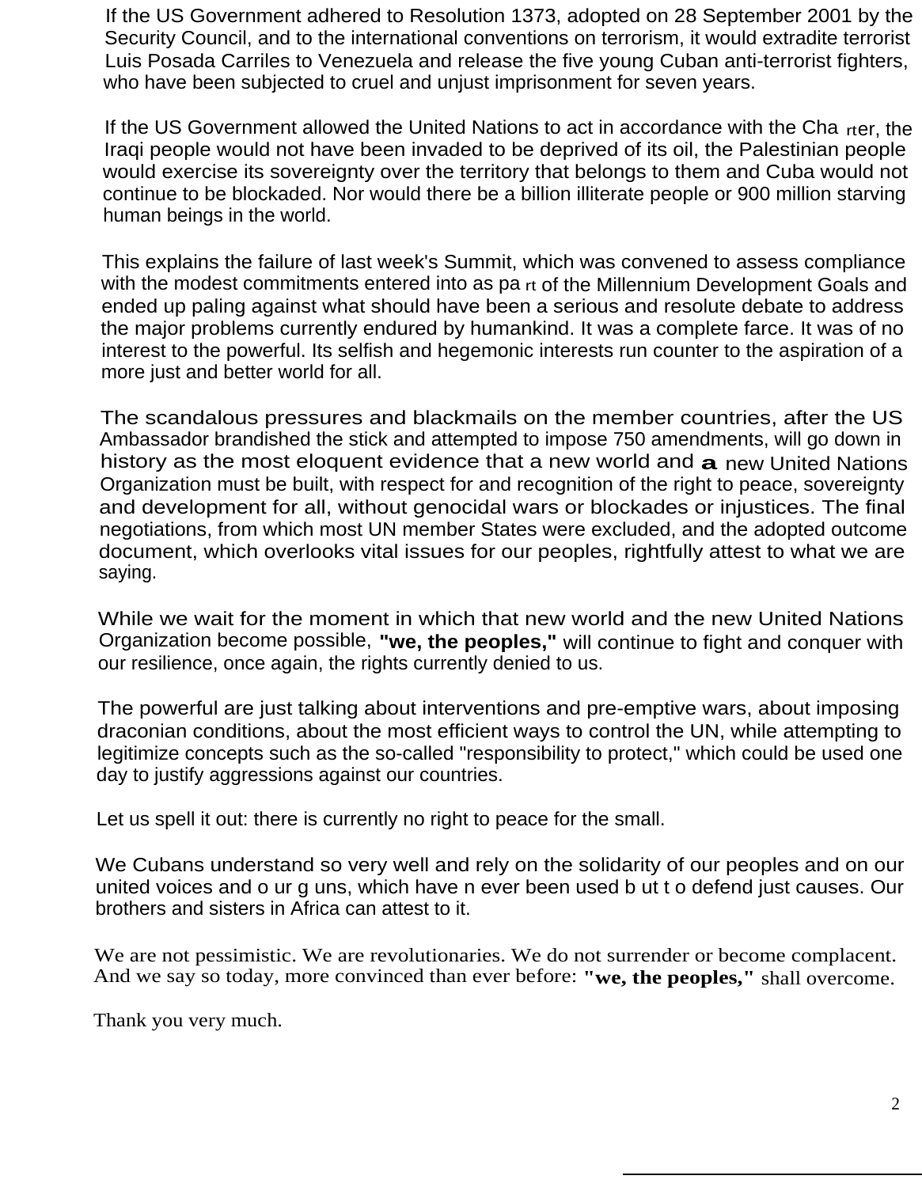If the US Government adhered to Resolution 1373, adopted on 28 September 2001 by the Security Council, and to the international conventions on terrorism, it would extradite terrorist Luis Posada Carriles to Venezuela and release the five young Cuban anti-terrorist fighters, who have been subjected to cruel and unjust imprisonment for seven years.

If the US Government allowed the United Nations to act in accordance with the Charter, the Iraqi people would not have been invaded to be deprived of its oil, the Palestinian people would exercise its sovereignty over the territory that belongs to them and Cuba would not continue to be blockaded. Nor would there be a billion illiterate people or 900 million starving human beings in the world.

This explains the failure of last week's Summit, which was convened to assess compliance with the modest commitments entered into as part of the Millennium Development Goals and ended up paling against what should have been a serious and resolute debate to address the major problems currently endured by humankind. It was a complete farce. It was of no interest to the powerful. Its selfish and hegemonic interests run counter to the aspiration of a more just and better world for all.

The scandalous pressures and blackmails on the member countries, after the US Ambassador brandished the stick and attempted to impose 750 amendments, will go down in history as the most eloquent evidence that a new world and a new United Nations Organization must be built, with respect for and recognition of the right to peace, sovereignty and development for all, without genocidal wars or blockades or injustices. The final negotiations, from which most UN member States were excluded, and the adopted outcome document, which overlooks vital issues for our peoples, rightfully attest to what we are saying.

While we wait for the moment in which that new world and the new United Nations Organization become possible, **"we, the peoples,"** will continue to fight and conquer with our resilience, once again, the rights currently denied to us.

The powerful are just talking about interventions and pre-emptive wars, about imposing draconian conditions, about the most efficient ways to control the UN, while attempting to legitimize concepts such as the so-called "responsibility to protect," which could be used one day to justify aggressions against our countries.

Let us spell it out: there is currently no right to peace for the small.

We Cubans understand so very well and rely on the solidarity of our peoples and on our united voices and our guns, which have never been used but to defend just causes. Our brothers and sisters in Africa can attest to it.

We are not pessimistic. We are revolutionaries. We do not surrender or become complacent. And we say so today, more convinced than ever before: **"we, the peoples,"** shall overcome.

Thank you very much.